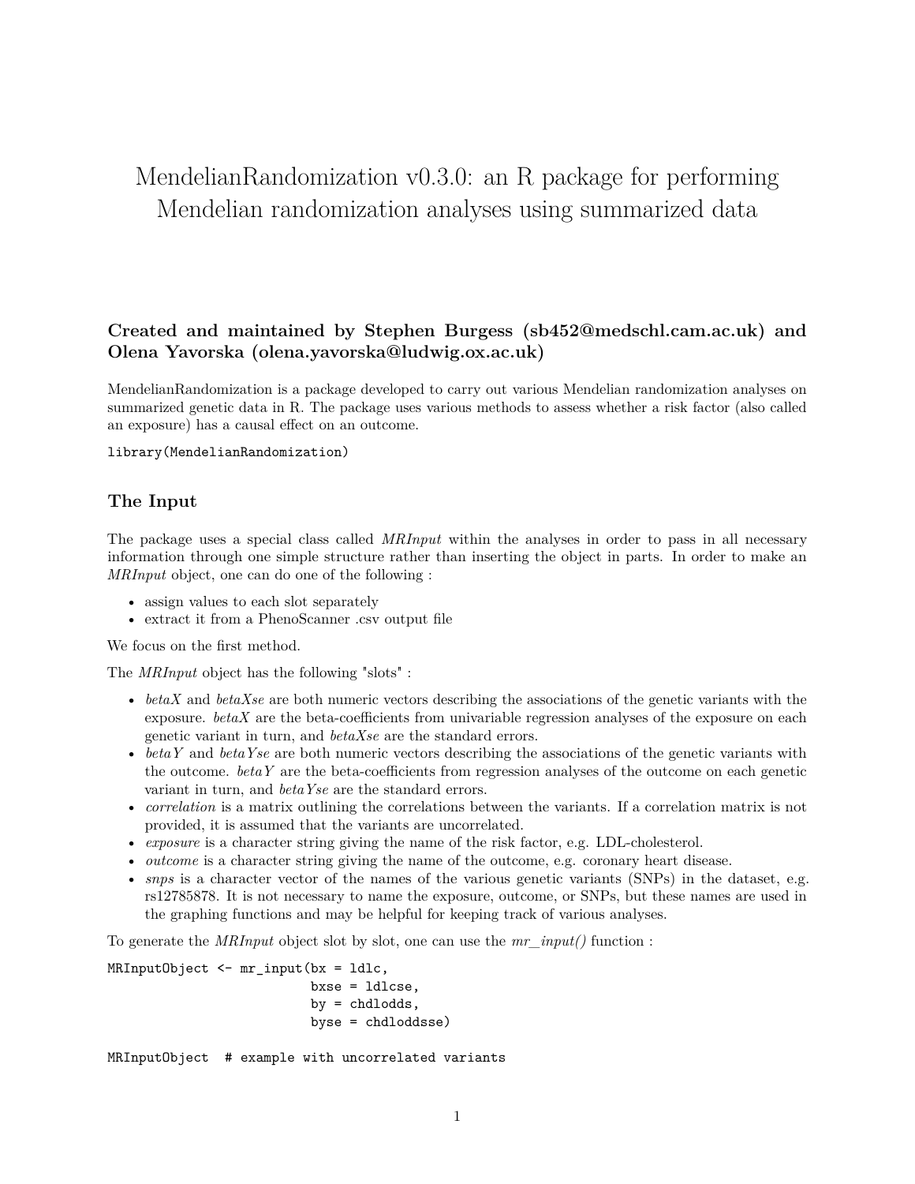# MendelianRandomization v0.3.0: an R package for performing Mendelian randomization analyses using summarized data

### Created and maintained by Stephen Burgess (sb452@medschl.cam.ac.uk) and Olena Yavorska (olena.yavorska@ludwig.ox.ac.uk)

MendelianRandomization is a package developed to carry out various Mendelian randomization analyses on summarized genetic data in R. The package uses various methods to assess whether a risk factor (also called an exposure) has a causal effect on an outcome.

```
library(MendelianRandomization)
```

## The Input

The package uses a special class called *MRInput* within the analyses in order to pass in all necessary information through one simple structure rather than inserting the object in parts. In order to make an *MRInput* object, one can do one of the following :

- assign values to each slot separately
- extract it from a PhenoScanner .csv output file

We focus on the first method.

The *MRInput* object has the following "slots" :

- *betaX* and *betaXse* are both numeric vectors describing the associations of the genetic variants with the exposure. *betaX* are the beta-coefficients from univariable regression analyses of the exposure on each genetic variant in turn, and *betaXse* are the standard errors.
- *betaY* and *betaYse* are both numeric vectors describing the associations of the genetic variants with the outcome. *betaY* are the beta-coefficients from regression analyses of the outcome on each genetic variant in turn, and *betaYse* are the standard errors.
- *correlation* is a matrix outlining the correlations between the variants. If a correlation matrix is not provided, it is assumed that the variants are uncorrelated.
- *exposure* is a character string giving the name of the risk factor, e.g. LDL-cholesterol.
- *outcome* is a character string giving the name of the outcome, e.g. coronary heart disease.
- *snps* is a character vector of the names of the various genetic variants (SNPs) in the dataset, e.g. rs12785878. It is not necessary to name the exposure, outcome, or SNPs, but these names are used in the graphing functions and may be helpful for keeping track of various analyses.

To generate the *MRInput* object slot by slot, one can use the *mr_input()* function :

```
MRInputObject <- mr_input(bx = ldlc,
                          bxse = ldlcse,
                          by = chdlodds,
                          byse = chdloddsse)

MRInputObject  # example with uncorrelated variants
```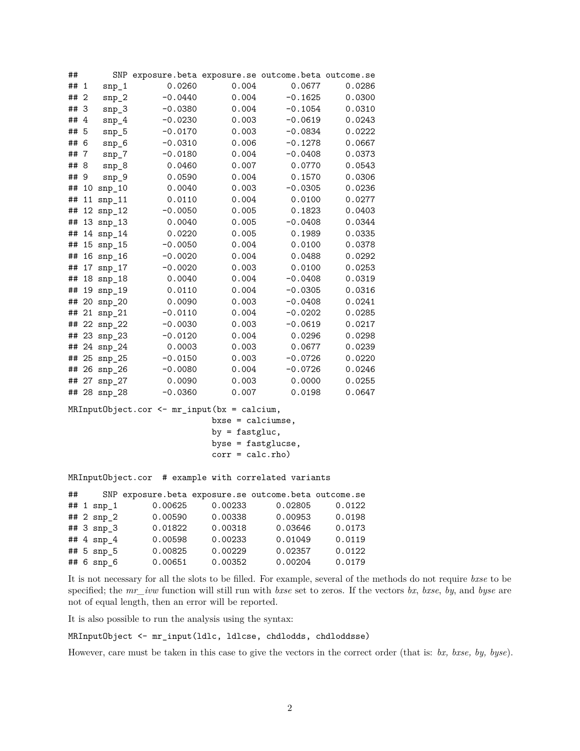```
##       SNP exposure.beta exposure.se outcome.beta outcome.se
## 1   snp_1        0.0260       0.004       0.0677     0.0286
## 2   snp_2       -0.0440       0.004      -0.1625     0.0300
## 3   snp_3       -0.0380       0.004      -0.1054     0.0310
## 4   snp_4       -0.0230       0.003      -0.0619     0.0243
## 5   snp_5       -0.0170       0.003      -0.0834     0.0222
## 6   snp_6       -0.0310       0.006      -0.1278     0.0667
## 7   snp_7       -0.0180       0.004      -0.0408     0.0373
## 8   snp_8        0.0460       0.007       0.0770     0.0543
## 9   snp_9        0.0590       0.004       0.1570     0.0306
## 10 snp_10        0.0040       0.003      -0.0305     0.0236
## 11 snp_11        0.0110       0.004       0.0100     0.0277
## 12 snp_12       -0.0050       0.005       0.1823     0.0403
## 13 snp_13        0.0040       0.005      -0.0408     0.0344
## 14 snp_14        0.0220       0.005       0.1989     0.0335
## 15 snp_15       -0.0050       0.004       0.0100     0.0378
## 16 snp_16       -0.0020       0.004       0.0488     0.0292
## 17 snp_17       -0.0020       0.003       0.0100     0.0253
## 18 snp_18        0.0040       0.004      -0.0408     0.0319
## 19 snp_19        0.0110       0.004      -0.0305     0.0316
## 20 snp_20        0.0090       0.003      -0.0408     0.0241
## 21 snp_21       -0.0110       0.004      -0.0202     0.0285
## 22 snp_22       -0.0030       0.003      -0.0619     0.0217
## 23 snp_23       -0.0120       0.004       0.0296     0.0298
## 24 snp_24        0.0003       0.003       0.0677     0.0239
## 25 snp_25       -0.0150       0.003      -0.0726     0.0220
## 26 snp_26       -0.0080       0.004      -0.0726     0.0246
## 27 snp_27        0.0090       0.003       0.0000     0.0255
## 28 snp_28       -0.0360       0.007       0.0198     0.0647
```

```
MRInputObject.cor <- mr_input(bx = calcium,
                              bxse = calciumse,
                              by = fastgluc,
                              byse = fastglucse,
                              corr = calc.rho)

MRInputObject.cor  # example with correlated variants
```

```
##     SNP exposure.beta exposure.se outcome.beta outcome.se
## 1 snp_1       0.00625     0.00233      0.02805     0.0122
## 2 snp_2       0.00590     0.00338      0.00953     0.0198
## 3 snp_3       0.01822     0.00318      0.03646     0.0173
## 4 snp_4       0.00598     0.00233      0.01049     0.0119
## 5 snp_5       0.00825     0.00229      0.02357     0.0122
## 6 snp_6       0.00651     0.00352      0.00204     0.0179
```

It is not necessary for all the slots to be filled. For example, several of the methods do not require *bxse* to be specified; the *mr_ivw* function will still run with *bxse* set to zeros. If the vectors *bx*, *bxse*, *by*, and *byse* are not of equal length, then an error will be reported.

It is also possible to run the analysis using the syntax:

```
MRInputObject <- mr_input(ldlc, ldlcse, chdlodds, chdloddsse)
```

However, care must be taken in this case to give the vectors in the correct order (that is: *bx, bxse, by, byse*).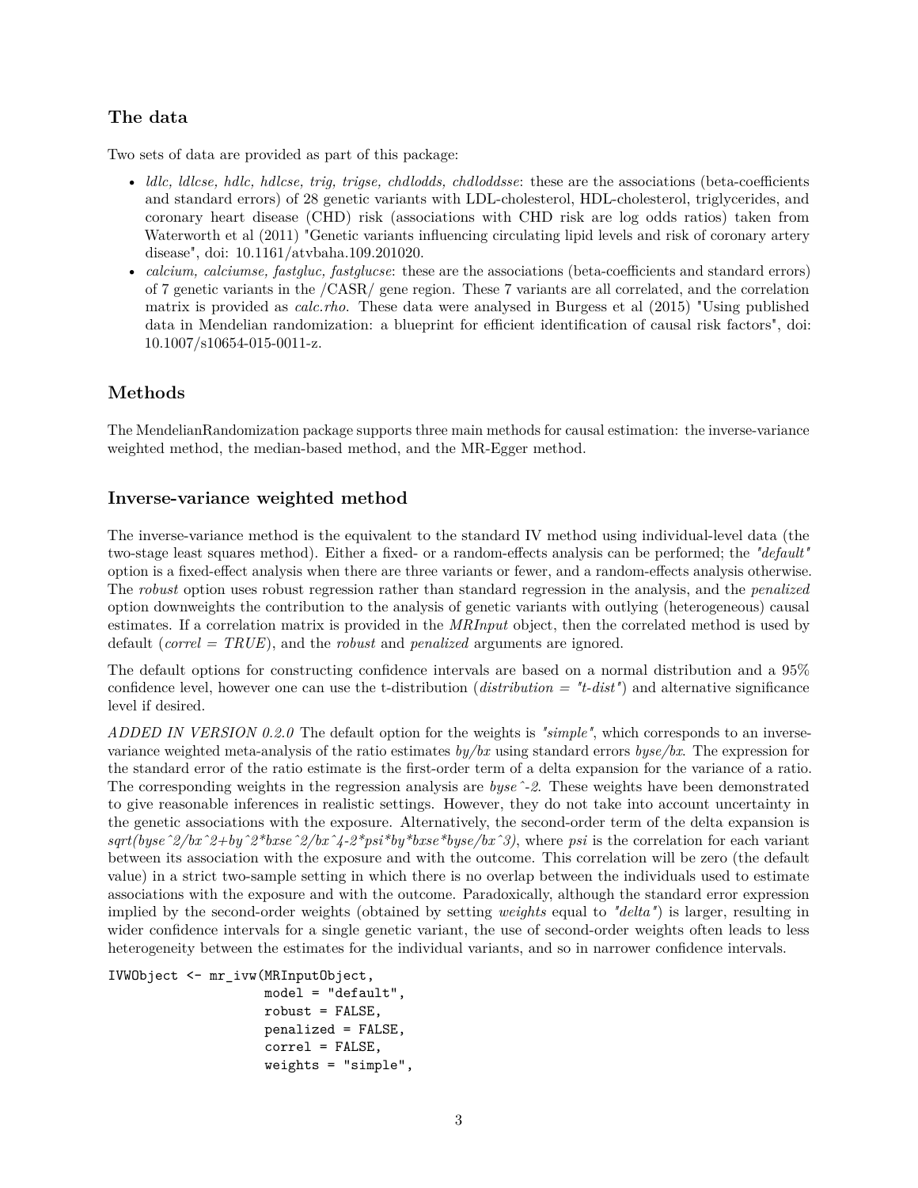## The data

Two sets of data are provided as part of this package:

- *ldlc, ldlcse, hdlc, hdlcse, trig, trigse, chdlodds, chdloddsse*: these are the associations (beta-coefficients and standard errors) of 28 genetic variants with LDL-cholesterol, HDL-cholesterol, triglycerides, and coronary heart disease (CHD) risk (associations with CHD risk are log odds ratios) taken from Waterworth et al (2011) "Genetic variants influencing circulating lipid levels and risk of coronary artery disease", doi: 10.1161/atvbaha.109.201020.
- *calcium, calciumse, fastgluc, fastglucse*: these are the associations (beta-coefficients and standard errors) of 7 genetic variants in the /CASR/ gene region. These 7 variants are all correlated, and the correlation matrix is provided as *calc.rho*. These data were analysed in Burgess et al (2015) "Using published data in Mendelian randomization: a blueprint for efficient identification of causal risk factors", doi: 10.1007/s10654-015-0011-z.

## Methods

The MendelianRandomization package supports three main methods for causal estimation: the inverse-variance weighted method, the median-based method, and the MR-Egger method.

## Inverse-variance weighted method

The inverse-variance method is the equivalent to the standard IV method using individual-level data (the two-stage least squares method). Either a fixed- or a random-effects analysis can be performed; the *"default"* option is a fixed-effect analysis when there are three variants or fewer, and a random-effects analysis otherwise. The *robust* option uses robust regression rather than standard regression in the analysis, and the *penalized* option downweights the contribution to the analysis of genetic variants with outlying (heterogeneous) causal estimates. If a correlation matrix is provided in the *MRInput* object, then the correlated method is used by default (*correl = TRUE*), and the *robust* and *penalized* arguments are ignored.

The default options for constructing confidence intervals are based on a normal distribution and a 95% confidence level, however one can use the t-distribution (*distribution = "t-dist"*) and alternative significance level if desired.

*ADDED IN VERSION 0.2.0* The default option for the weights is *"simple"*, which corresponds to an inverse-variance weighted meta-analysis of the ratio estimates *by/bx* using standard errors *byse/bx*. The expression for the standard error of the ratio estimate is the first-order term of a delta expansion for the variance of a ratio. The corresponding weights in the regression analysis are *byse^-2*. These weights have been demonstrated to give reasonable inferences in realistic settings. However, they do not take into account uncertainty in the genetic associations with the exposure. Alternatively, the second-order term of the delta expansion is *sqrt(byse^2/bx^2+by^2*bxse^2/bx^4-2*psi*by*bxse*byse/bx^3)*, where *psi* is the correlation for each variant between its association with the exposure and with the outcome. This correlation will be zero (the default value) in a strict two-sample setting in which there is no overlap between the individuals used to estimate associations with the exposure and with the outcome. Paradoxically, although the standard error expression implied by the second-order weights (obtained by setting *weights* equal to *"delta"*) is larger, resulting in wider confidence intervals for a single genetic variant, the use of second-order weights often leads to less heterogeneity between the estimates for the individual variants, and so in narrower confidence intervals.

```
IVWObject <- mr_ivw(MRInputObject,
                    model = "default",
                    robust = FALSE,
                    penalized = FALSE,
                    correl = FALSE,
                    weights = "simple",
```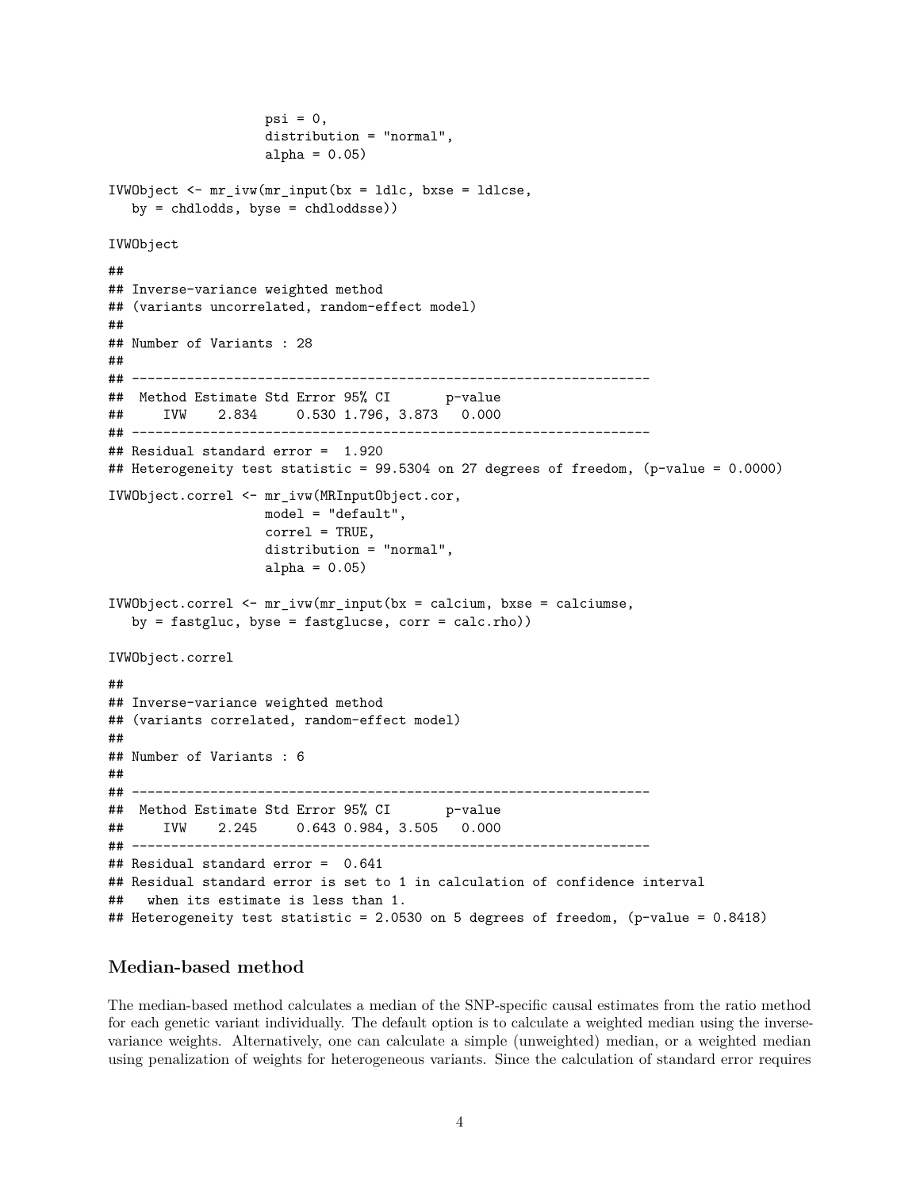```
                    psi = 0,
                    distribution = "normal",
                    alpha = 0.05)

IVWObject <- mr_ivw(mr_input(bx = ldlc, bxse = ldlcse,
   by = chdlodds, byse = chdloddsse))

IVWObject

##
## Inverse-variance weighted method
## (variants uncorrelated, random-effect model)
##
## Number of Variants : 28
##
## ------------------------------------------------------------------
##  Method Estimate Std Error 95% CI       p-value
##     IVW    2.834     0.530 1.796, 3.873   0.000
## ------------------------------------------------------------------
## Residual standard error =  1.920
## Heterogeneity test statistic = 99.5304 on 27 degrees of freedom, (p-value = 0.0000)

IVWObject.correl <- mr_ivw(MRInputObject.cor,
                    model = "default",
                    correl = TRUE,
                    distribution = "normal",
                    alpha = 0.05)

IVWObject.correl <- mr_ivw(mr_input(bx = calcium, bxse = calciumse,
   by = fastgluc, byse = fastglucse, corr = calc.rho))

IVWObject.correl

##
## Inverse-variance weighted method
## (variants correlated, random-effect model)
##
## Number of Variants : 6
##
## ------------------------------------------------------------------
##  Method Estimate Std Error 95% CI       p-value
##     IVW    2.245     0.643 0.984, 3.505   0.000
## ------------------------------------------------------------------
## Residual standard error =  0.641
## Residual standard error is set to 1 in calculation of confidence interval
##   when its estimate is less than 1.
## Heterogeneity test statistic = 2.0530 on 5 degrees of freedom, (p-value = 0.8418)
```

### Median-based method

The median-based method calculates a median of the SNP-specific causal estimates from the ratio method for each genetic variant individually. The default option is to calculate a weighted median using the inverse-variance weights. Alternatively, one can calculate a simple (unweighted) median, or a weighted median using penalization of weights for heterogeneous variants. Since the calculation of standard error requires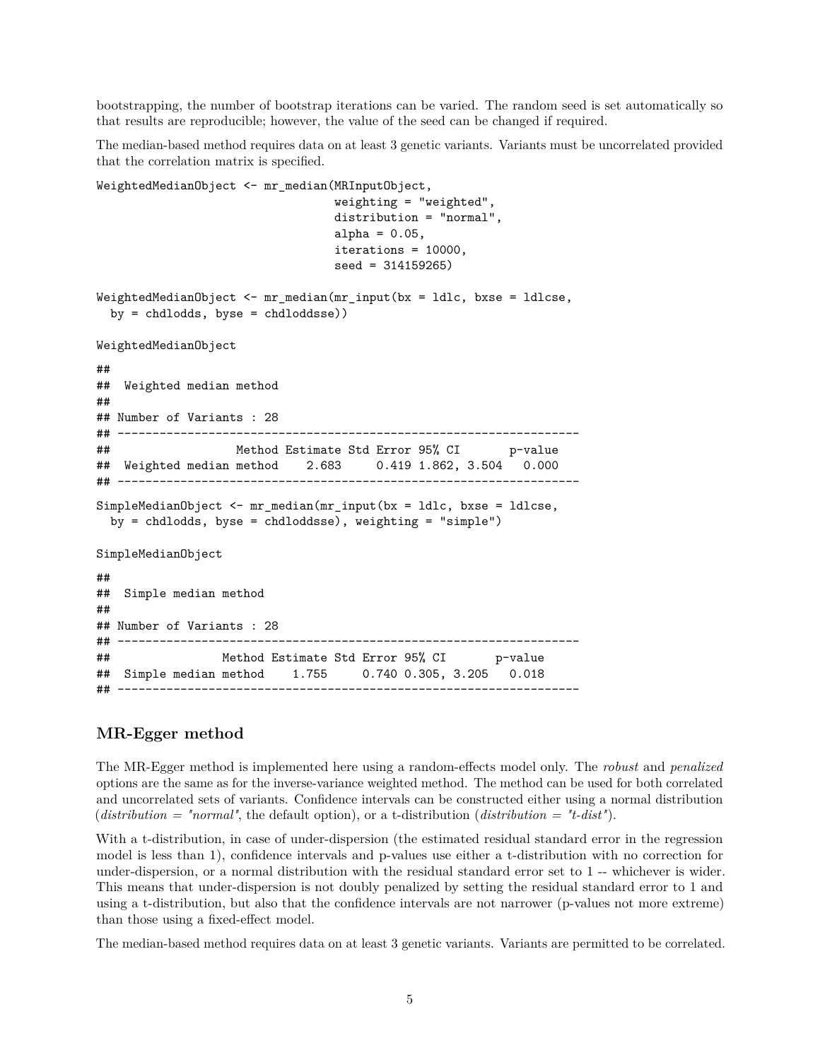bootstrapping, the number of bootstrap iterations can be varied. The random seed is set automatically so that results are reproducible; however, the value of the seed can be changed if required.

The median-based method requires data on at least 3 genetic variants. Variants must be uncorrelated provided that the correlation matrix is specified.

```
WeightedMedianObject <- mr_median(MRInputObject,
                                  weighting = "weighted",
                                  distribution = "normal",
                                  alpha = 0.05,
                                  iterations = 10000,
                                  seed = 314159265)

WeightedMedianObject <- mr_median(mr_input(bx = ldlc, bxse = ldlcse,
  by = chdlodds, byse = chdloddsse))

WeightedMedianObject
```

```
##
##  Weighted median method
##
## Number of Variants : 28
## ------------------------------------------------------------------
##                  Method Estimate Std Error 95% CI       p-value
##  Weighted median method    2.683     0.419 1.862, 3.504   0.000
## ------------------------------------------------------------------
```

```
SimpleMedianObject <- mr_median(mr_input(bx = ldlc, bxse = ldlcse,
  by = chdlodds, byse = chdloddsse), weighting = "simple")

SimpleMedianObject
```

```
##
##  Simple median method
##
## Number of Variants : 28
## ------------------------------------------------------------------
##                Method Estimate Std Error 95% CI       p-value
##  Simple median method    1.755     0.740 0.305, 3.205   0.018
## ------------------------------------------------------------------
```

## MR-Egger method

The MR-Egger method is implemented here using a random-effects model only. The *robust* and *penalized* options are the same as for the inverse-variance weighted method. The method can be used for both correlated and uncorrelated sets of variants. Confidence intervals can be constructed either using a normal distribution (*distribution = "normal"*, the default option), or a t-distribution (*distribution = "t-dist"*).

With a t-distribution, in case of under-dispersion (the estimated residual standard error in the regression model is less than 1), confidence intervals and p-values use either a t-distribution with no correction for under-dispersion, or a normal distribution with the residual standard error set to 1 -- whichever is wider. This means that under-dispersion is not doubly penalized by setting the residual standard error to 1 and using a t-distribution, but also that the confidence intervals are not narrower (p-values not more extreme) than those using a fixed-effect model.

The median-based method requires data on at least 3 genetic variants. Variants are permitted to be correlated.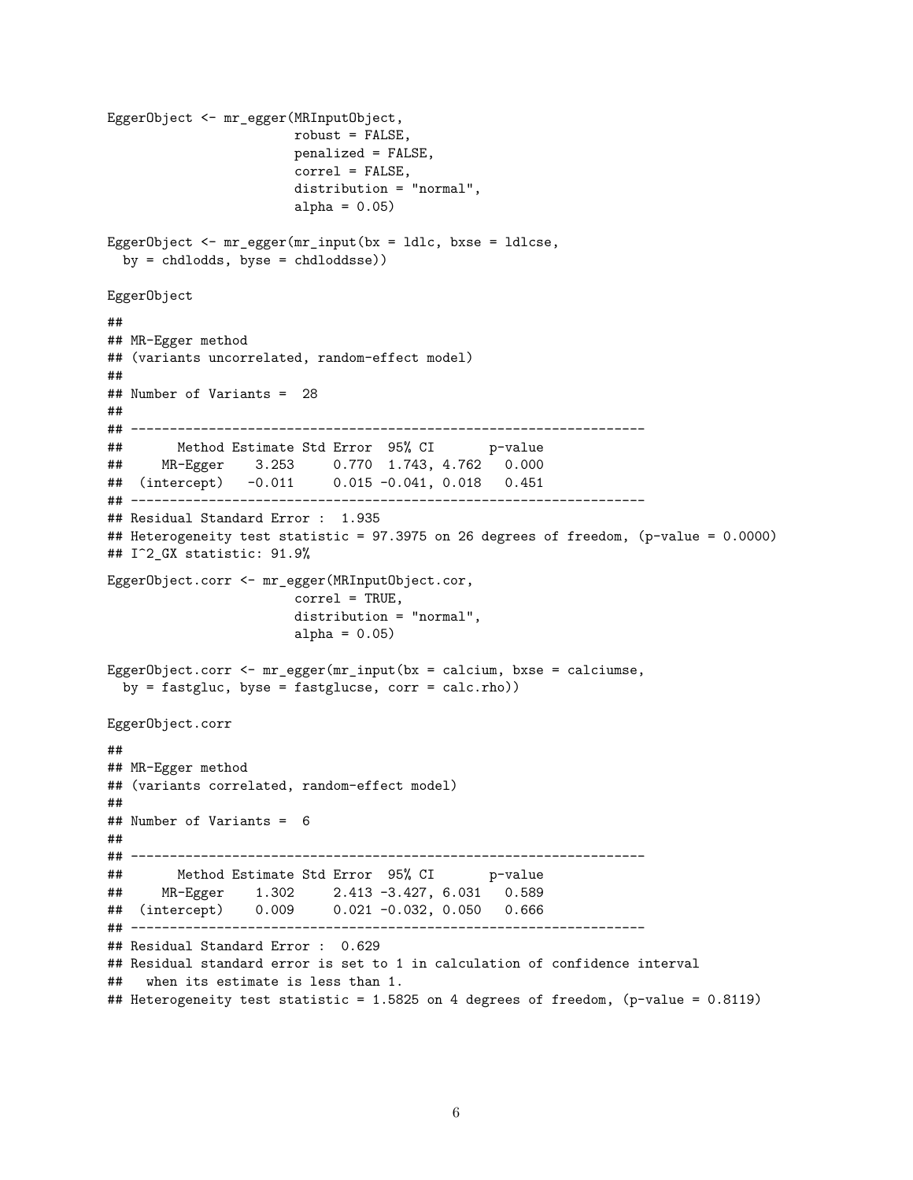```
EggerObject <- mr_egger(MRInputObject,
                        robust = FALSE,
                        penalized = FALSE,
                        correl = FALSE,
                        distribution = "normal",
                        alpha = 0.05)

EggerObject <- mr_egger(mr_input(bx = ldlc, bxse = ldlcse,
  by = chdlodds, byse = chdloddsse))

EggerObject

##
## MR-Egger method
## (variants uncorrelated, random-effect model)
##
## Number of Variants =  28
##
## ------------------------------------------------------------------
##       Method Estimate Std Error  95% CI       p-value
##     MR-Egger    3.253     0.770  1.743, 4.762   0.000
##  (intercept)   -0.011     0.015 -0.041, 0.018   0.451
## ------------------------------------------------------------------
## Residual Standard Error :  1.935
## Heterogeneity test statistic = 97.3975 on 26 degrees of freedom, (p-value = 0.0000)
## I^2_GX statistic: 91.9%

EggerObject.corr <- mr_egger(MRInputObject.cor,
                        correl = TRUE,
                        distribution = "normal",
                        alpha = 0.05)

EggerObject.corr <- mr_egger(mr_input(bx = calcium, bxse = calciumse,
  by = fastgluc, byse = fastglucse, corr = calc.rho))

EggerObject.corr

##
## MR-Egger method
## (variants correlated, random-effect model)
##
## Number of Variants =  6
##
## ------------------------------------------------------------------
##       Method Estimate Std Error  95% CI       p-value
##     MR-Egger    1.302     2.413 -3.427, 6.031   0.589
##  (intercept)    0.009     0.021 -0.032, 0.050   0.666
## ------------------------------------------------------------------
## Residual Standard Error :  0.629
## Residual standard error is set to 1 in calculation of confidence interval
##   when its estimate is less than 1.
## Heterogeneity test statistic = 1.5825 on 4 degrees of freedom, (p-value = 0.8119)
```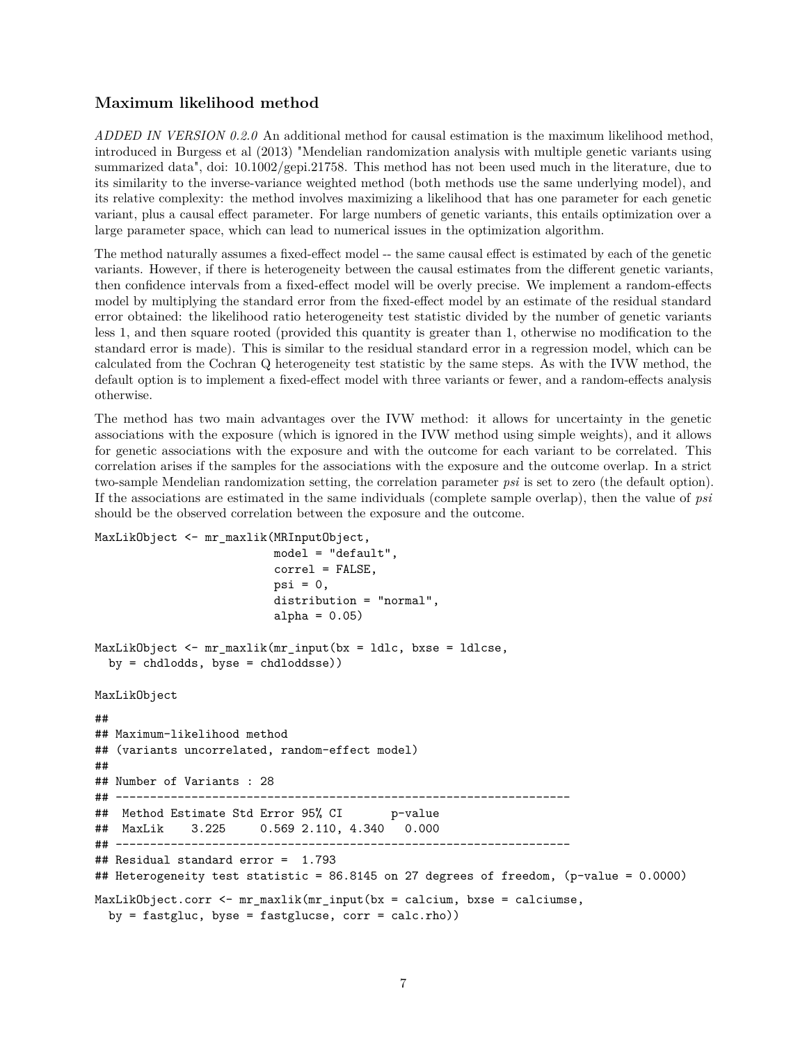### Maximum likelihood method

*ADDED IN VERSION 0.2.0* An additional method for causal estimation is the maximum likelihood method, introduced in Burgess et al (2013) "Mendelian randomization analysis with multiple genetic variants using summarized data", doi: 10.1002/gepi.21758. This method has not been used much in the literature, due to its similarity to the inverse-variance weighted method (both methods use the same underlying model), and its relative complexity: the method involves maximizing a likelihood that has one parameter for each genetic variant, plus a causal effect parameter. For large numbers of genetic variants, this entails optimization over a large parameter space, which can lead to numerical issues in the optimization algorithm.

The method naturally assumes a fixed-effect model -- the same causal effect is estimated by each of the genetic variants. However, if there is heterogeneity between the causal estimates from the different genetic variants, then confidence intervals from a fixed-effect model will be overly precise. We implement a random-effects model by multiplying the standard error from the fixed-effect model by an estimate of the residual standard error obtained: the likelihood ratio heterogeneity test statistic divided by the number of genetic variants less 1, and then square rooted (provided this quantity is greater than 1, otherwise no modification to the standard error is made). This is similar to the residual standard error in a regression model, which can be calculated from the Cochran Q heterogeneity test statistic by the same steps. As with the IVW method, the default option is to implement a fixed-effect model with three variants or fewer, and a random-effects analysis otherwise.

The method has two main advantages over the IVW method: it allows for uncertainty in the genetic associations with the exposure (which is ignored in the IVW method using simple weights), and it allows for genetic associations with the exposure and with the outcome for each variant to be correlated. This correlation arises if the samples for the associations with the exposure and the outcome overlap. In a strict two-sample Mendelian randomization setting, the correlation parameter *psi* is set to zero (the default option). If the associations are estimated in the same individuals (complete sample overlap), then the value of *psi* should be the observed correlation between the exposure and the outcome.

```
MaxLikObject <- mr_maxlik(MRInputObject,
                          model = "default",
                          correl = FALSE,
                          psi = 0,
                          distribution = "normal",
                          alpha = 0.05)

MaxLikObject <- mr_maxlik(mr_input(bx = ldlc, bxse = ldlcse,
  by = chdlodds, byse = chdloddsse))

MaxLikObject

##
## Maximum-likelihood method
## (variants uncorrelated, random-effect model)
##
## Number of Variants : 28
## ------------------------------------------------------------------
##  Method Estimate Std Error 95% CI       p-value
##  MaxLik    3.225     0.569 2.110, 4.340   0.000
## ------------------------------------------------------------------
## Residual standard error =  1.793
## Heterogeneity test statistic = 86.8145 on 27 degrees of freedom, (p-value = 0.0000)

MaxLikObject.corr <- mr_maxlik(mr_input(bx = calcium, bxse = calciumse,
  by = fastgluc, byse = fastglucse, corr = calc.rho))
```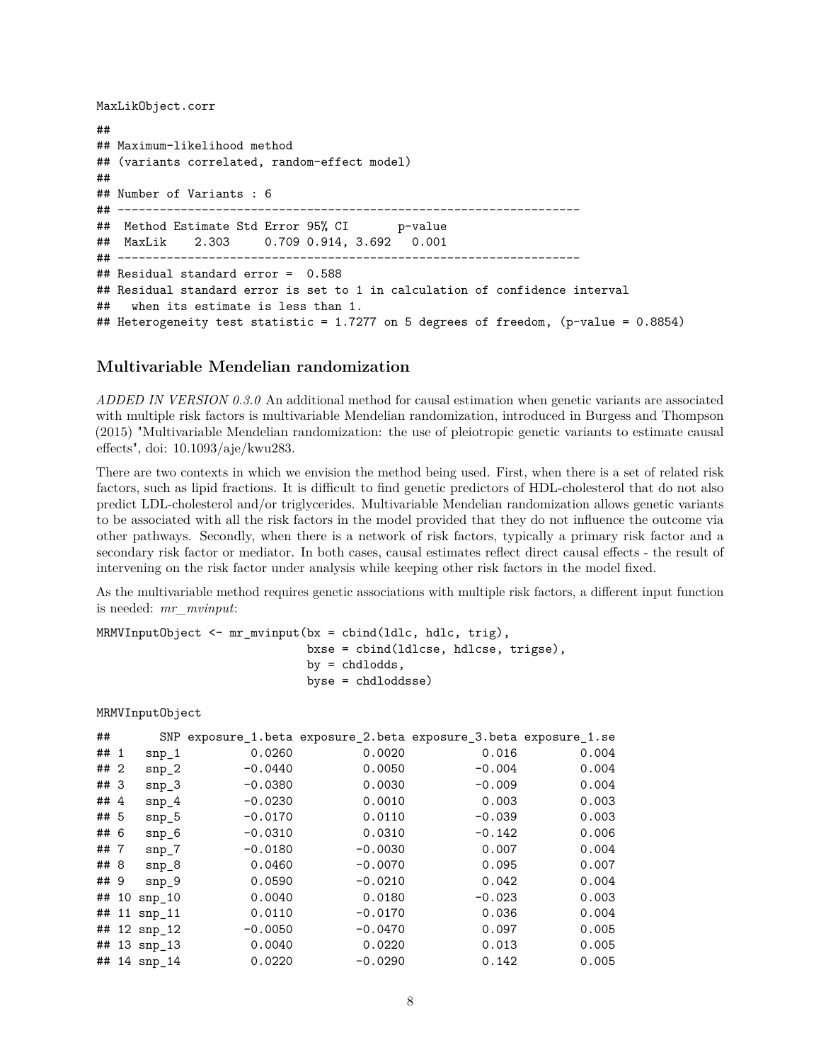```
MaxLikObject.corr
```

```
##
## Maximum-likelihood method
## (variants correlated, random-effect model)
##
## Number of Variants : 6
## ------------------------------------------------------------------
##  Method Estimate Std Error 95% CI       p-value
##  MaxLik    2.303     0.709 0.914, 3.692   0.001
## ------------------------------------------------------------------
## Residual standard error =  0.588
## Residual standard error is set to 1 in calculation of confidence interval
##   when its estimate is less than 1.
## Heterogeneity test statistic = 1.7277 on 5 degrees of freedom, (p-value = 0.8854)
```

## Multivariable Mendelian randomization

*ADDED IN VERSION 0.3.0* An additional method for causal estimation when genetic variants are associated with multiple risk factors is multivariable Mendelian randomization, introduced in Burgess and Thompson (2015) "Multivariable Mendelian randomization: the use of pleiotropic genetic variants to estimate causal effects", doi: 10.1093/aje/kwu283.

There are two contexts in which we envision the method being used. First, when there is a set of related risk factors, such as lipid fractions. It is difficult to find genetic predictors of HDL-cholesterol that do not also predict LDL-cholesterol and/or triglycerides. Multivariable Mendelian randomization allows genetic variants to be associated with all the risk factors in the model provided that they do not influence the outcome via other pathways. Secondly, when there is a network of risk factors, typically a primary risk factor and a secondary risk factor or mediator. In both cases, causal estimates reflect direct causal effects - the result of intervening on the risk factor under analysis while keeping other risk factors in the model fixed.

As the multivariable method requires genetic associations with multiple risk factors, a different input function is needed: *mr_mvinput*:

```
MRMVInputObject <- mr_mvinput(bx = cbind(ldlc, hdlc, trig),
                              bxse = cbind(ldlcse, hdlcse, trigse),
                              by = chdlodds,
                              byse = chdloddsse)
```

```
MRMVInputObject
```

```
##       SNP exposure_1.beta exposure_2.beta exposure_3.beta exposure_1.se
## 1   snp_1          0.0260          0.0020           0.016         0.004
## 2   snp_2         -0.0440          0.0050          -0.004         0.004
## 3   snp_3         -0.0380          0.0030          -0.009         0.004
## 4   snp_4         -0.0230          0.0010           0.003         0.003
## 5   snp_5         -0.0170          0.0110          -0.039         0.003
## 6   snp_6         -0.0310          0.0310          -0.142         0.006
## 7   snp_7         -0.0180         -0.0030           0.007         0.004
## 8   snp_8          0.0460         -0.0070           0.095         0.007
## 9   snp_9          0.0590         -0.0210           0.042         0.004
## 10 snp_10          0.0040          0.0180          -0.023         0.003
## 11 snp_11          0.0110         -0.0170           0.036         0.004
## 12 snp_12         -0.0050         -0.0470           0.097         0.005
## 13 snp_13          0.0040          0.0220           0.013         0.005
## 14 snp_14          0.0220         -0.0290           0.142         0.005
```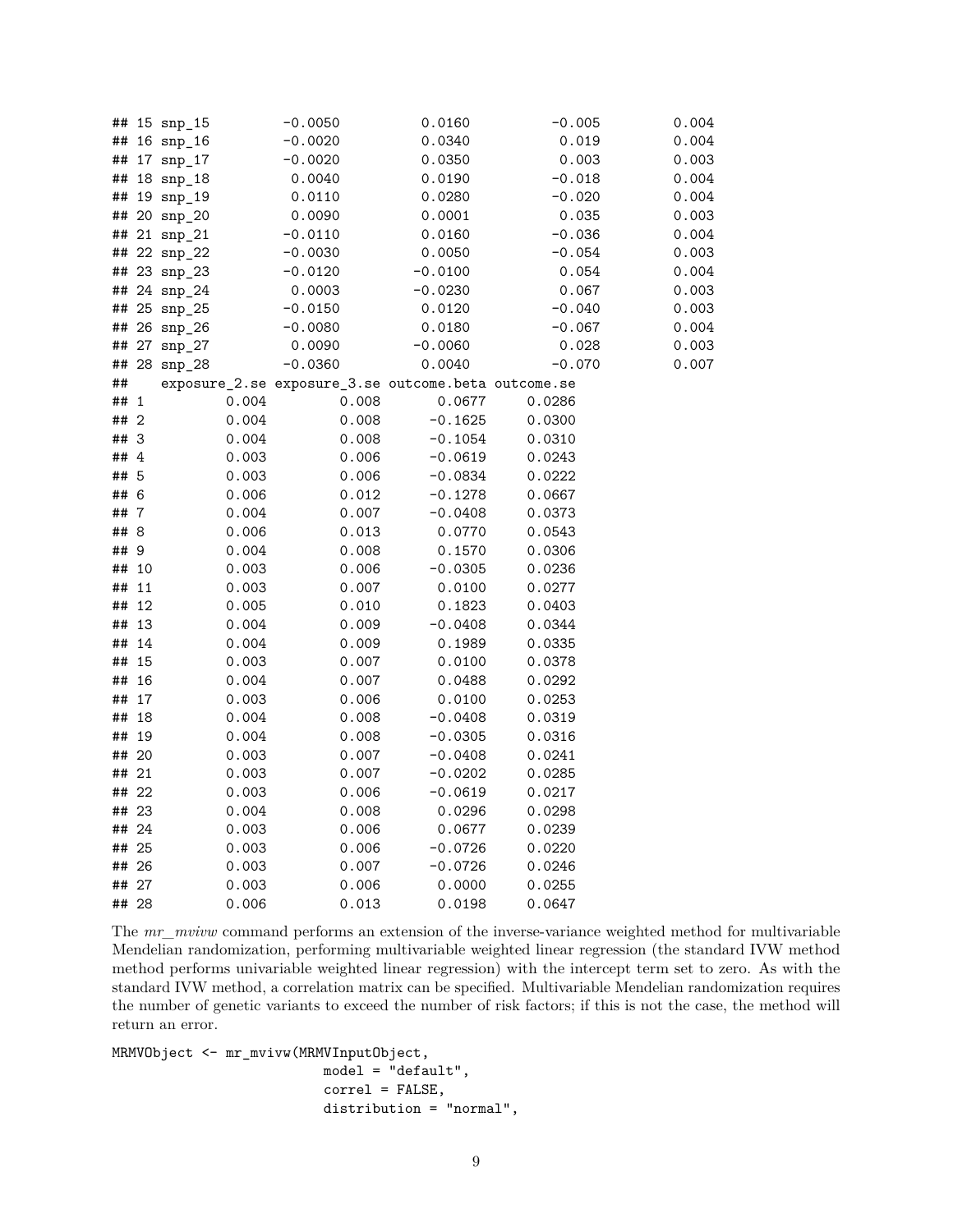```
## 15 snp_15         -0.0050          0.0160           -0.005          0.004
## 16 snp_16         -0.0020          0.0340            0.019          0.004
## 17 snp_17         -0.0020          0.0350            0.003          0.003
## 18 snp_18          0.0040          0.0190           -0.018          0.004
## 19 snp_19          0.0110          0.0280           -0.020          0.004
## 20 snp_20          0.0090          0.0001            0.035          0.003
## 21 snp_21         -0.0110          0.0160           -0.036          0.004
## 22 snp_22         -0.0030          0.0050           -0.054          0.003
## 23 snp_23         -0.0120         -0.0100            0.054          0.004
## 24 snp_24          0.0003         -0.0230            0.067          0.003
## 25 snp_25         -0.0150          0.0120           -0.040          0.003
## 26 snp_26         -0.0080          0.0180           -0.067          0.004
## 27 snp_27          0.0090         -0.0060            0.028          0.003
## 28 snp_28         -0.0360          0.0040           -0.070          0.007
##    exposure_2.se exposure_3.se outcome.beta outcome.se
## 1          0.004         0.008       0.0677     0.0286
## 2          0.004         0.008      -0.1625     0.0300
## 3          0.004         0.008      -0.1054     0.0310
## 4          0.003         0.006      -0.0619     0.0243
## 5          0.003         0.006      -0.0834     0.0222
## 6          0.006         0.012      -0.1278     0.0667
## 7          0.004         0.007      -0.0408     0.0373
## 8          0.006         0.013       0.0770     0.0543
## 9          0.004         0.008       0.1570     0.0306
## 10         0.003         0.006      -0.0305     0.0236
## 11         0.003         0.007       0.0100     0.0277
## 12         0.005         0.010       0.1823     0.0403
## 13         0.004         0.009      -0.0408     0.0344
## 14         0.004         0.009       0.1989     0.0335
## 15         0.003         0.007       0.0100     0.0378
## 16         0.004         0.007       0.0488     0.0292
## 17         0.003         0.006       0.0100     0.0253
## 18         0.004         0.008      -0.0408     0.0319
## 19         0.004         0.008      -0.0305     0.0316
## 20         0.003         0.007      -0.0408     0.0241
## 21         0.003         0.007      -0.0202     0.0285
## 22         0.003         0.006      -0.0619     0.0217
## 23         0.004         0.008       0.0296     0.0298
## 24         0.003         0.006       0.0677     0.0239
## 25         0.003         0.006      -0.0726     0.0220
## 26         0.003         0.007      -0.0726     0.0246
## 27         0.003         0.006       0.0000     0.0255
## 28         0.006         0.013       0.0198     0.0647
```

The *mr_mvivw* command performs an extension of the inverse-variance weighted method for multivariable Mendelian randomization, performing multivariable weighted linear regression (the standard IVW method method performs univariable weighted linear regression) with the intercept term set to zero. As with the standard IVW method, a correlation matrix can be specified. Multivariable Mendelian randomization requires the number of genetic variants to exceed the number of risk factors; if this is not the case, the method will return an error.

```
MRMVObject <- mr_mvivw(MRMVInputObject,
                        model = "default",
                        correl = FALSE,
                        distribution = "normal",
```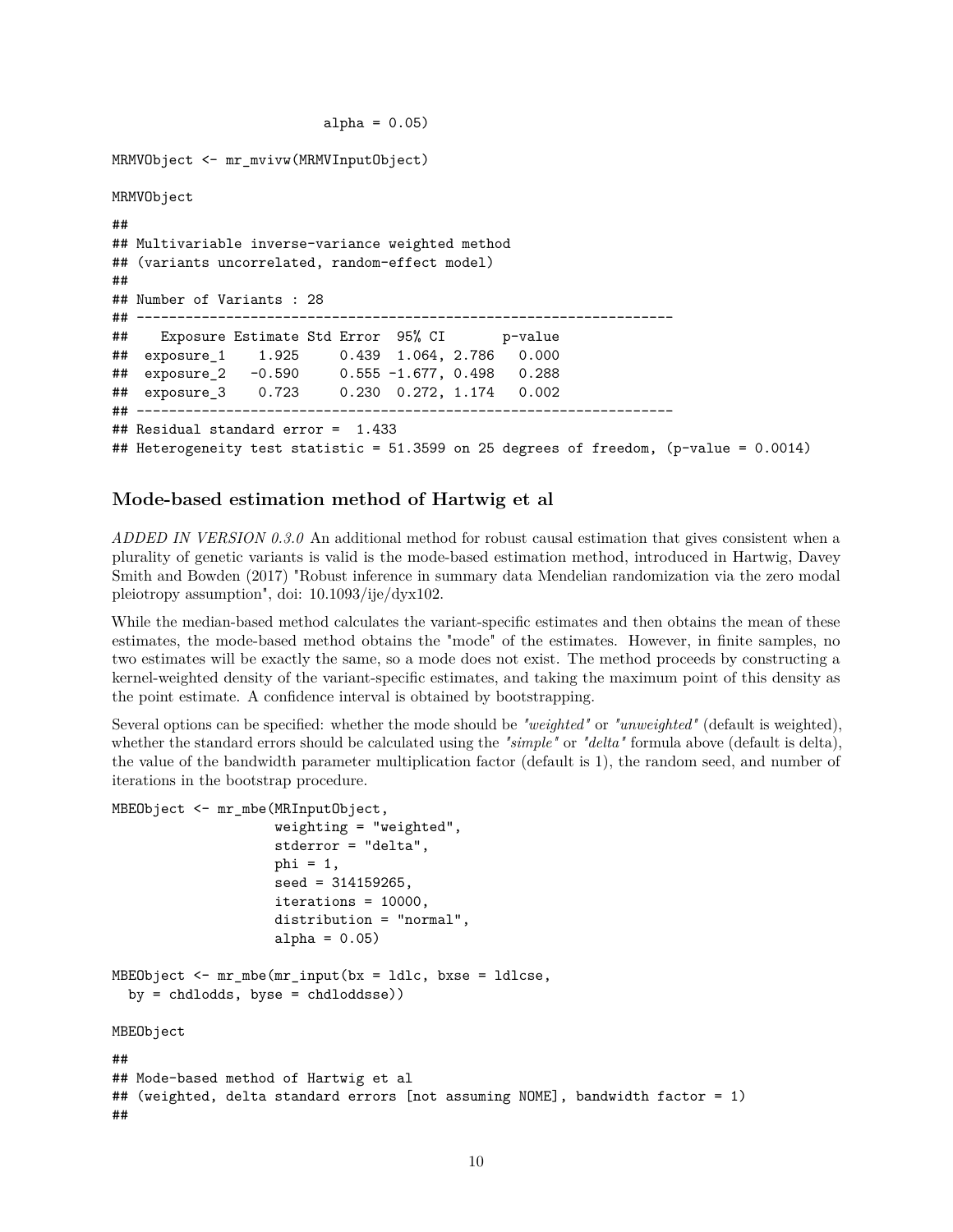```
                         alpha = 0.05)

MRMVObject <- mr_mvivw(MRMVInputObject)

MRMVObject

##
## Multivariable inverse-variance weighted method
## (variants uncorrelated, random-effect model)
##
## Number of Variants : 28
## ------------------------------------------------------------------
##    Exposure Estimate Std Error  95% CI       p-value
##  exposure_1    1.925     0.439  1.064, 2.786   0.000
##  exposure_2   -0.590     0.555 -1.677, 0.498   0.288
##  exposure_3    0.723     0.230  0.272, 1.174   0.002
## ------------------------------------------------------------------
## Residual standard error =  1.433
## Heterogeneity test statistic = 51.3599 on 25 degrees of freedom, (p-value = 0.0014)
```

### Mode-based estimation method of Hartwig et al

*ADDED IN VERSION 0.3.0* An additional method for robust causal estimation that gives consistent when a plurality of genetic variants is valid is the mode-based estimation method, introduced in Hartwig, Davey Smith and Bowden (2017) "Robust inference in summary data Mendelian randomization via the zero modal pleiotropy assumption", doi: 10.1093/ije/dyx102.

While the median-based method calculates the variant-specific estimates and then obtains the mean of these estimates, the mode-based method obtains the "mode" of the estimates. However, in finite samples, no two estimates will be exactly the same, so a mode does not exist. The method proceeds by constructing a kernel-weighted density of the variant-specific estimates, and taking the maximum point of this density as the point estimate. A confidence interval is obtained by bootstrapping.

Several options can be specified: whether the mode should be *"weighted"* or *"unweighted"* (default is weighted), whether the standard errors should be calculated using the *"simple"* or *"delta"* formula above (default is delta), the value of the bandwidth parameter multiplication factor (default is 1), the random seed, and number of iterations in the bootstrap procedure.

```
MBEObject <- mr_mbe(MRInputObject,
                    weighting = "weighted",
                    stderror = "delta",
                    phi = 1,
                    seed = 314159265,
                    iterations = 10000,
                    distribution = "normal",
                    alpha = 0.05)

MBEObject <- mr_mbe(mr_input(bx = ldlc, bxse = ldlcse,
  by = chdlodds, byse = chdloddsse))

MBEObject

##
## Mode-based method of Hartwig et al
## (weighted, delta standard errors [not assuming NOME], bandwidth factor = 1)
##
```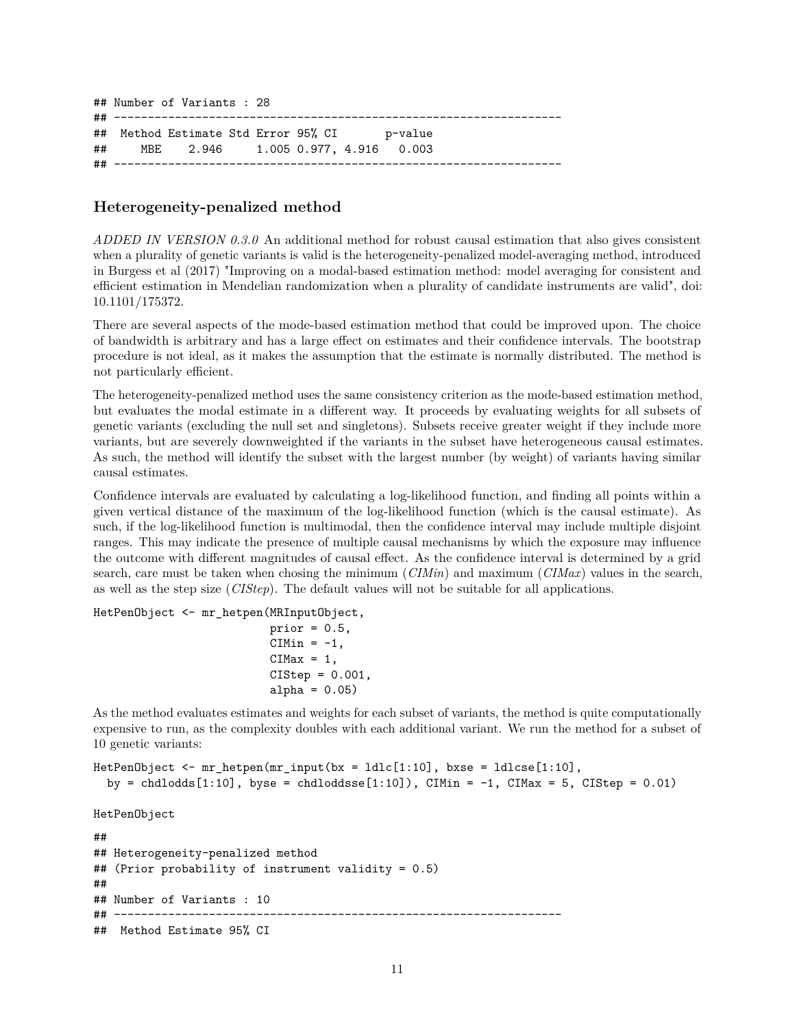```
## Number of Variants : 28
## ------------------------------------------------------------------
##  Method Estimate Std Error 95% CI       p-value
##     MBE    2.946     1.005 0.977, 4.916   0.003
## ------------------------------------------------------------------
```

## Heterogeneity-penalized method

*ADDED IN VERSION 0.3.0* An additional method for robust causal estimation that also gives consistent when a plurality of genetic variants is valid is the heterogeneity-penalized model-averaging method, introduced in Burgess et al (2017) "Improving on a modal-based estimation method: model averaging for consistent and efficient estimation in Mendelian randomization when a plurality of candidate instruments are valid", doi: 10.1101/175372.

There are several aspects of the mode-based estimation method that could be improved upon. The choice of bandwidth is arbitrary and has a large effect on estimates and their confidence intervals. The bootstrap procedure is not ideal, as it makes the assumption that the estimate is normally distributed. The method is not particularly efficient.

The heterogeneity-penalized method uses the same consistency criterion as the mode-based estimation method, but evaluates the modal estimate in a different way. It proceeds by evaluating weights for all subsets of genetic variants (excluding the null set and singletons). Subsets receive greater weight if they include more variants, but are severely downweighted if the variants in the subset have heterogeneous causal estimates. As such, the method will identify the subset with the largest number (by weight) of variants having similar causal estimates.

Confidence intervals are evaluated by calculating a log-likelihood function, and finding all points within a given vertical distance of the maximum of the log-likelihood function (which is the causal estimate). As such, if the log-likelihood function is multimodal, then the confidence interval may include multiple disjoint ranges. This may indicate the presence of multiple causal mechanisms by which the exposure may influence the outcome with different magnitudes of causal effect. As the confidence interval is determined by a grid search, care must be taken when chosing the minimum (*CIMin*) and maximum (*CIMax*) values in the search, as well as the step size (*CIStep*). The default values will not be suitable for all applications.

```
HetPenObject <- mr_hetpen(MRInputObject,
                          prior = 0.5,
                          CIMin = -1,
                          CIMax = 1,
                          CIStep = 0.001,
                          alpha = 0.05)
```

As the method evaluates estimates and weights for each subset of variants, the method is quite computationally expensive to run, as the complexity doubles with each additional variant. We run the method for a subset of 10 genetic variants:

```
HetPenObject <- mr_hetpen(mr_input(bx = ldlc[1:10], bxse = ldlcse[1:10],
  by = chdlodds[1:10], byse = chdloddsse[1:10]), CIMin = -1, CIMax = 5, CIStep = 0.01)

HetPenObject
```

```
##
## Heterogeneity-penalized method
## (Prior probability of instrument validity = 0.5)
##
## Number of Variants : 10
## ------------------------------------------------------------------
##  Method Estimate 95% CI
```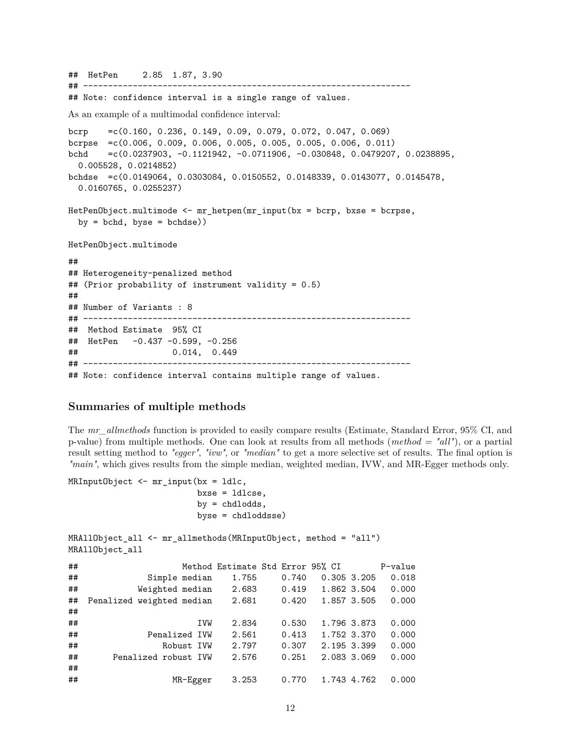```
##  HetPen     2.85  1.87, 3.90
## ------------------------------------------------------------------
## Note: confidence interval is a single range of values.
```

As an example of a multimodal confidence interval:

```
bcrp    =c(0.160, 0.236, 0.149, 0.09, 0.079, 0.072, 0.047, 0.069)
bcrpse  =c(0.006, 0.009, 0.006, 0.005, 0.005, 0.005, 0.006, 0.011)
bchd    =c(0.0237903, -0.1121942, -0.0711906, -0.030848, 0.0479207, 0.0238895,
  0.005528, 0.0214852)
bchdse  =c(0.0149064, 0.0303084, 0.0150552, 0.0148339, 0.0143077, 0.0145478,
  0.0160765, 0.0255237)

HetPenObject.multimode <- mr_hetpen(mr_input(bx = bcrp, bxse = bcrpse,
  by = bchd, byse = bchdse))

HetPenObject.multimode
```

```
##
## Heterogeneity-penalized method
## (Prior probability of instrument validity = 0.5)
##
## Number of Variants : 8
## ------------------------------------------------------------------
##  Method Estimate  95% CI
##  HetPen   -0.437 -0.599, -0.256
##                   0.014,  0.449
## ------------------------------------------------------------------
## Note: confidence interval contains multiple range of values.
```

### Summaries of multiple methods

The *mr_allmethods* function is provided to easily compare results (Estimate, Standard Error, 95% CI, and p-value) from multiple methods. One can look at results from all methods (*method = "all"*), or a partial result setting method to *"egger"*, *"ivw"*, or *"median"* to get a more selective set of results. The final option is *"main"*, which gives results from the simple median, weighted median, IVW, and MR-Egger methods only.

```
MRInputObject <- mr_input(bx = ldlc,
                          bxse = ldlcse,
                          by = chdlodds,
                          byse = chdloddsse)

MRAllObject_all <- mr_allmethods(MRInputObject, method = "all")
MRAllObject_all
```

```
##                    Method Estimate Std Error 95% CI        P-value
##             Simple median    1.755     0.740   0.305 3.205   0.018
##           Weighted median    2.683     0.419   1.862 3.504   0.000
##  Penalized weighted median    2.681     0.420   1.857 3.505   0.000
##
##                       IVW    2.834     0.530   1.796 3.873   0.000
##             Penalized IVW    2.561     0.413   1.752 3.370   0.000
##                Robust IVW    2.797     0.307   2.195 3.399   0.000
##      Penalized robust IVW    2.576     0.251   2.083 3.069   0.000
##
##                  MR-Egger    3.253     0.770   1.743 4.762   0.000
```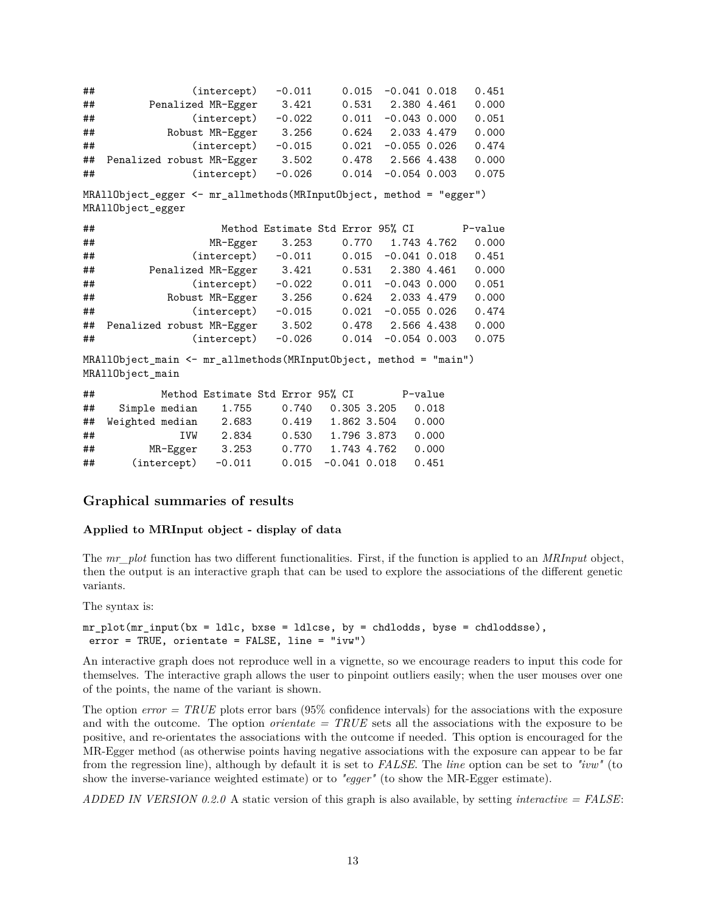```
##              (intercept)   -0.011     0.015  -0.041 0.018   0.451
##        Penalized MR-Egger    3.421     0.531   2.380 4.461   0.000
##              (intercept)   -0.022     0.011  -0.043 0.000   0.051
##           Robust MR-Egger    3.256     0.624   2.033 4.479   0.000
##              (intercept)   -0.015     0.021  -0.055 0.026   0.474
##  Penalized robust MR-Egger    3.502     0.478   2.566 4.438   0.000
##              (intercept)   -0.026     0.014  -0.054 0.003   0.075
```

```
MRAllObject_egger <- mr_allmethods(MRInputObject, method = "egger")
MRAllObject_egger
```

```
##                    Method Estimate Std Error 95% CI        P-value
##                  MR-Egger    3.253     0.770   1.743 4.762   0.000
##              (intercept)   -0.011     0.015  -0.041 0.018   0.451
##        Penalized MR-Egger    3.421     0.531   2.380 4.461   0.000
##              (intercept)   -0.022     0.011  -0.043 0.000   0.051
##           Robust MR-Egger    3.256     0.624   2.033 4.479   0.000
##              (intercept)   -0.015     0.021  -0.055 0.026   0.474
##  Penalized robust MR-Egger    3.502     0.478   2.566 4.438   0.000
##              (intercept)   -0.026     0.014  -0.054 0.003   0.075
```

```
MRAllObject_main <- mr_allmethods(MRInputObject, method = "main")
MRAllObject_main
```

```
##          Method Estimate Std Error 95% CI        P-value
##   Simple median    1.755     0.740   0.305 3.205   0.018
##  Weighted median    2.683     0.419   1.862 3.504   0.000
##             IVW    2.834     0.530   1.796 3.873   0.000
##        MR-Egger    3.253     0.770   1.743 4.762   0.000
##     (intercept)   -0.011     0.015  -0.041 0.018   0.451
```

### Graphical summaries of results

#### Applied to MRInput object - display of data

The *mr_plot* function has two different functionalities. First, if the function is applied to an *MRInput* object, then the output is an interactive graph that can be used to explore the associations of the different genetic variants.

The syntax is:

```
mr_plot(mr_input(bx = ldlc, bxse = ldlcse, by = chdlodds, byse = chdloddsse),
 error = TRUE, orientate = FALSE, line = "ivw")
```

An interactive graph does not reproduce well in a vignette, so we encourage readers to input this code for themselves. The interactive graph allows the user to pinpoint outliers easily; when the user mouses over one of the points, the name of the variant is shown.

The option *error = TRUE* plots error bars (95% confidence intervals) for the associations with the exposure and with the outcome. The option *orientate = TRUE* sets all the associations with the exposure to be positive, and re-orientates the associations with the outcome if needed. This option is encouraged for the MR-Egger method (as otherwise points having negative associations with the exposure can appear to be far from the regression line), although by default it is set to *FALSE*. The *line* option can be set to *"ivw"* (to show the inverse-variance weighted estimate) or to *"egger"* (to show the MR-Egger estimate).

*ADDED IN VERSION 0.2.0* A static version of this graph is also available, by setting *interactive = FALSE*: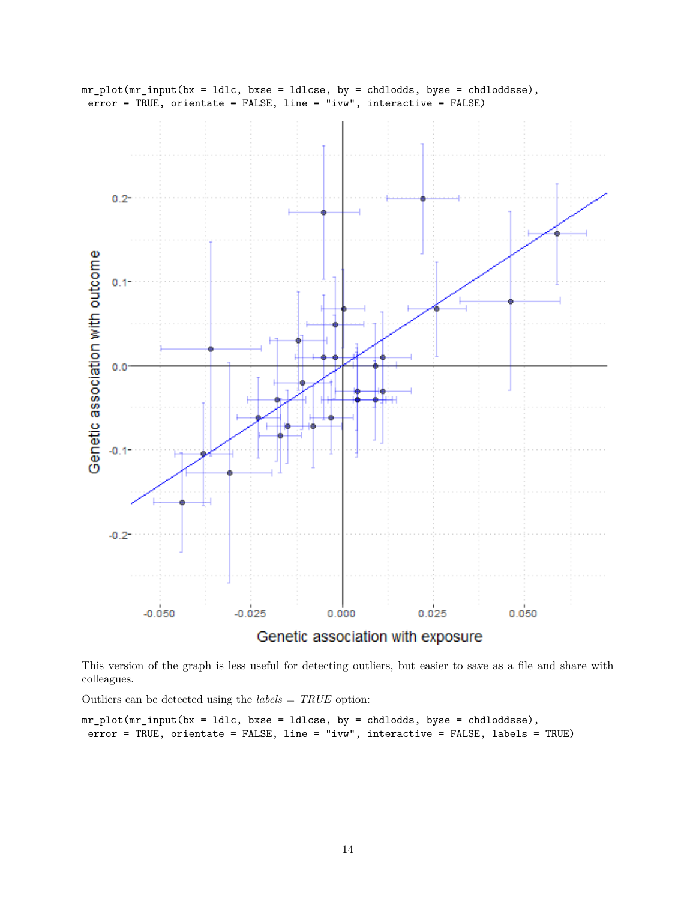```
mr_plot(mr_input(bx = ldlc, bxse = ldlcse, by = chdlodds, byse = chdloddsse),
 error = TRUE, orientate = FALSE, line = "ivw", interactive = FALSE)
```

This version of the graph is less useful for detecting outliers, but easier to save as a file and share with colleagues.

Outliers can be detected using the *labels = TRUE* option:

```
mr_plot(mr_input(bx = ldlc, bxse = ldlcse, by = chdlodds, byse = chdloddsse),
 error = TRUE, orientate = FALSE, line = "ivw", interactive = FALSE, labels = TRUE)
```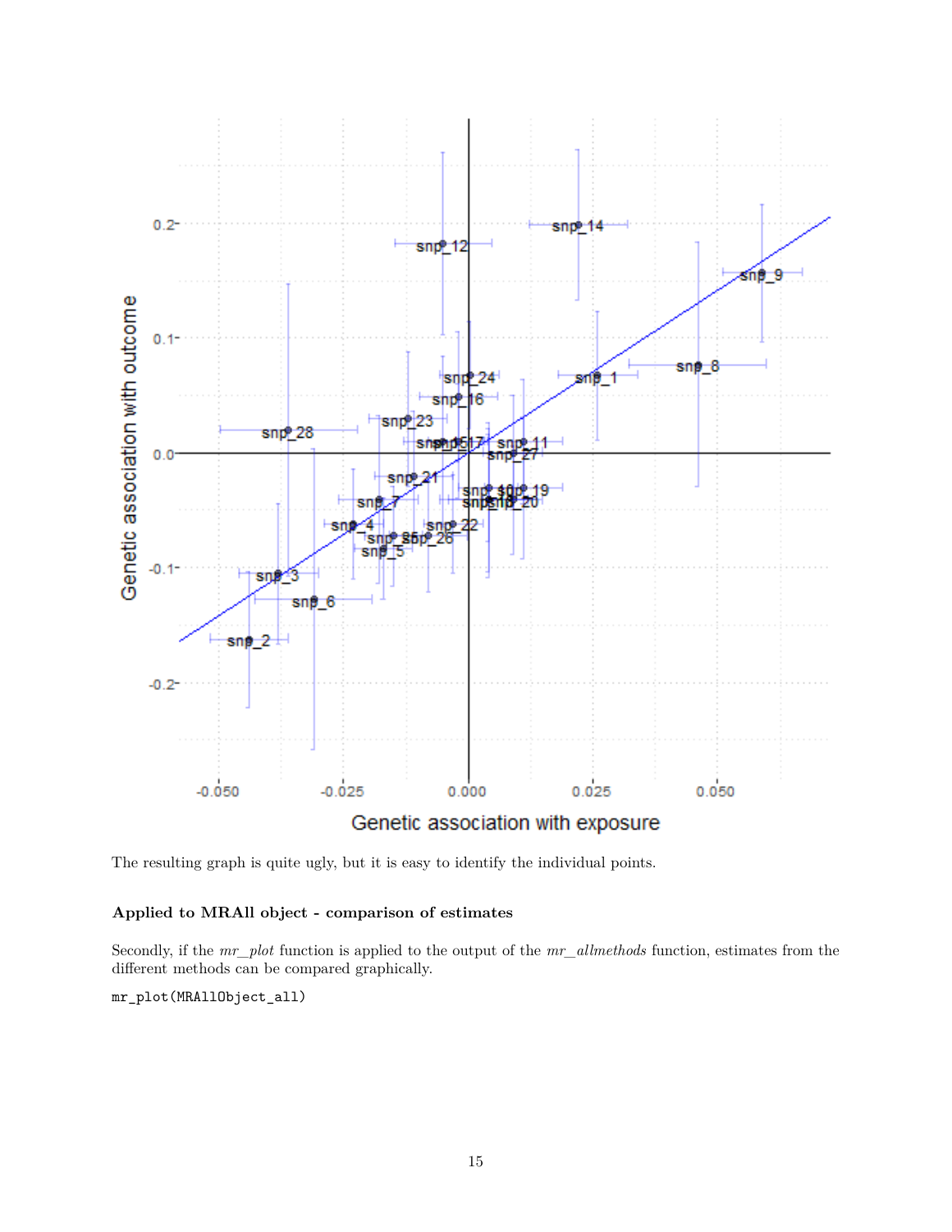The resulting graph is quite ugly, but it is easy to identify the individual points.

### Applied to MRAll object - comparison of estimates

Secondly, if the *mr_plot* function is applied to the output of the *mr_allmethods* function, estimates from the different methods can be compared graphically.

```
mr_plot(MRAllObject_all)
```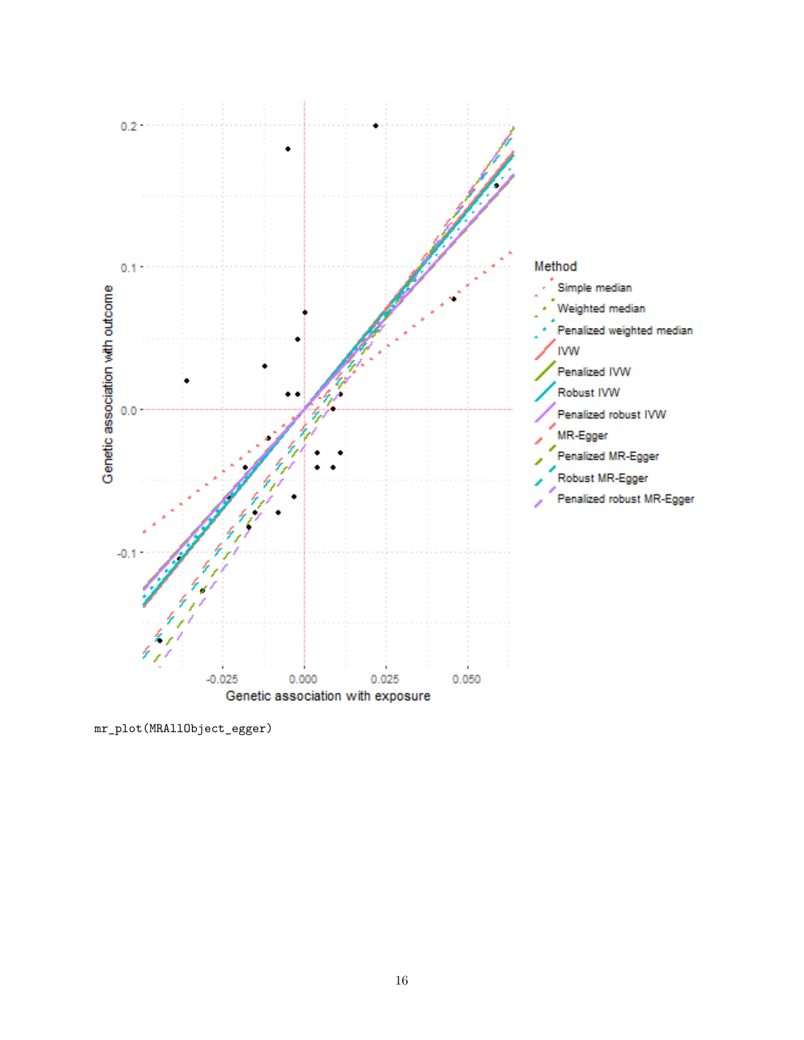```
mr_plot(MRAllObject_egger)
```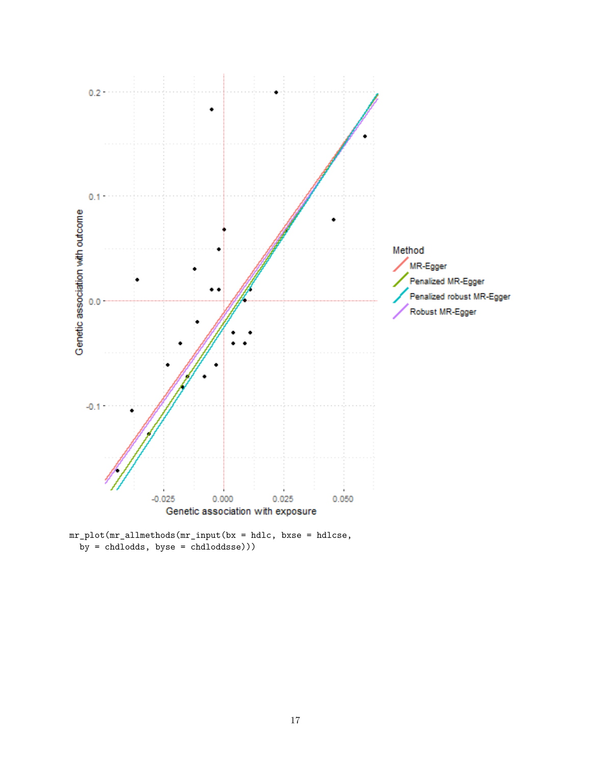```
mr_plot(mr_allmethods(mr_input(bx = hdlc, bxse = hdlcse,
  by = chdlodds, byse = chdloddsse)))
```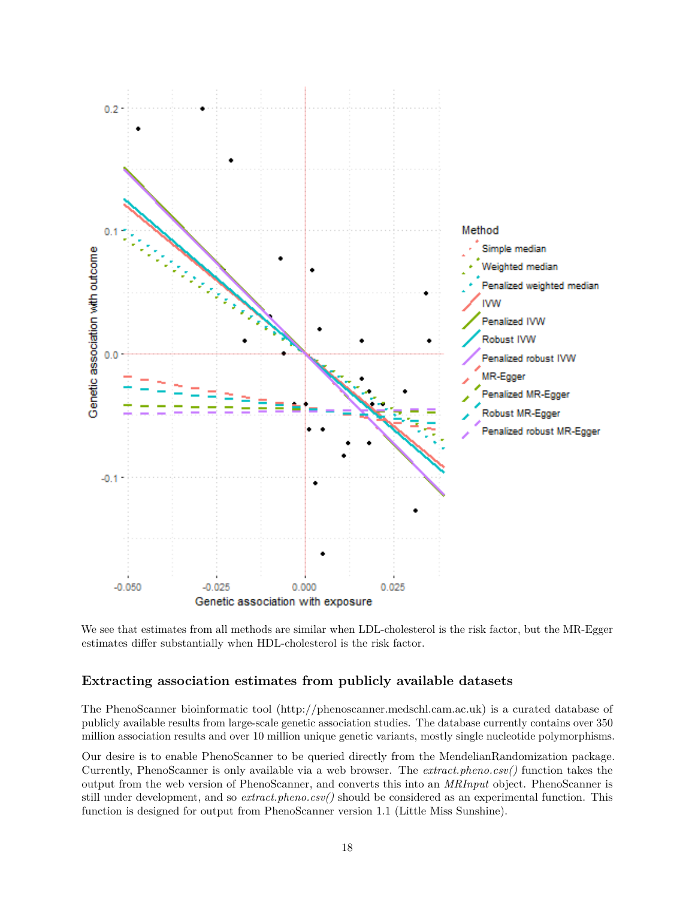We see that estimates from all methods are similar when LDL-cholesterol is the risk factor, but the MR-Egger estimates differ substantially when HDL-cholesterol is the risk factor.

### Extracting association estimates from publicly available datasets

The PhenoScanner bioinformatic tool (http://phenoscanner.medschl.cam.ac.uk) is a curated database of publicly available results from large-scale genetic association studies. The database currently contains over 350 million association results and over 10 million unique genetic variants, mostly single nucleotide polymorphisms.

Our desire is to enable PhenoScanner to be queried directly from the MendelianRandomization package. Currently, PhenoScanner is only available via a web browser. The *extract.pheno.csv()* function takes the output from the web version of PhenoScanner, and converts this into an *MRInput* object. PhenoScanner is still under development, and so *extract.pheno.csv()* should be considered as an experimental function. This function is designed for output from PhenoScanner version 1.1 (Little Miss Sunshine).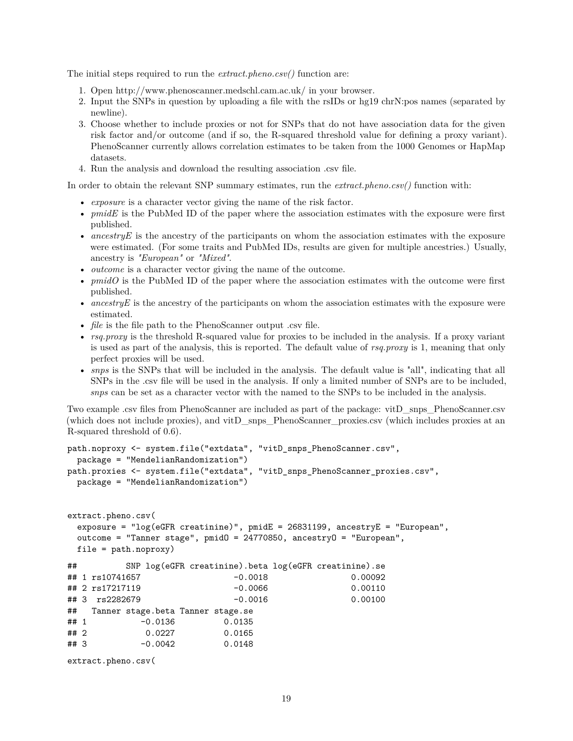The initial steps required to run the *extract.pheno.csv()* function are:

1. Open http://www.phenoscanner.medschl.cam.ac.uk/ in your browser.
2. Input the SNPs in question by uploading a file with the rsIDs or hg19 chrN:pos names (separated by newline).
3. Choose whether to include proxies or not for SNPs that do not have association data for the given risk factor and/or outcome (and if so, the R-squared threshold value for defining a proxy variant). PhenoScanner currently allows correlation estimates to be taken from the 1000 Genomes or HapMap datasets.
4. Run the analysis and download the resulting association .csv file.

In order to obtain the relevant SNP summary estimates, run the *extract.pheno.csv()* function with:

- *exposure* is a character vector giving the name of the risk factor.
- *pmidE* is the PubMed ID of the paper where the association estimates with the exposure were first published.
- *ancestryE* is the ancestry of the participants on whom the association estimates with the exposure were estimated. (For some traits and PubMed IDs, results are given for multiple ancestries.) Usually, ancestry is *"European"* or *"Mixed"*.
- *outcome* is a character vector giving the name of the outcome.
- *pmidO* is the PubMed ID of the paper where the association estimates with the outcome were first published.
- *ancestryE* is the ancestry of the participants on whom the association estimates with the exposure were estimated.
- *file* is the file path to the PhenoScanner output .csv file.
- *rsq.proxy* is the threshold R-squared value for proxies to be included in the analysis. If a proxy variant is used as part of the analysis, this is reported. The default value of *rsq.proxy* is 1, meaning that only perfect proxies will be used.
- *snps* is the SNPs that will be included in the analysis. The default value is "all", indicating that all SNPs in the .csv file will be used in the analysis. If only a limited number of SNPs are to be included, *snps* can be set as a character vector with the named to the SNPs to be included in the analysis.

Two example .csv files from PhenoScanner are included as part of the package: vitD_snps_PhenoScanner.csv (which does not include proxies), and vitD_snps_PhenoScanner_proxies.csv (which includes proxies at an R-squared threshold of 0.6).

```
path.noproxy <- system.file("extdata", "vitD_snps_PhenoScanner.csv",
  package = "MendelianRandomization")
path.proxies <- system.file("extdata", "vitD_snps_PhenoScanner_proxies.csv",
  package = "MendelianRandomization")


extract.pheno.csv(
  exposure = "log(eGFR creatinine)", pmidE = 26831199, ancestryE = "European",
  outcome = "Tanner stage", pmidO = 24770850, ancestryO = "European",
  file = path.noproxy)
```

```
##          SNP log(eGFR creatinine).beta log(eGFR creatinine).se
## 1 rs10741657                   -0.0018                 0.00092
## 2 rs17217119                   -0.0066                 0.00110
## 3  rs2282679                   -0.0016                 0.00100
##   Tanner stage.beta Tanner stage.se
## 1           -0.0136          0.0135
## 2            0.0227          0.0165
## 3           -0.0042          0.0148
```

```
extract.pheno.csv(
```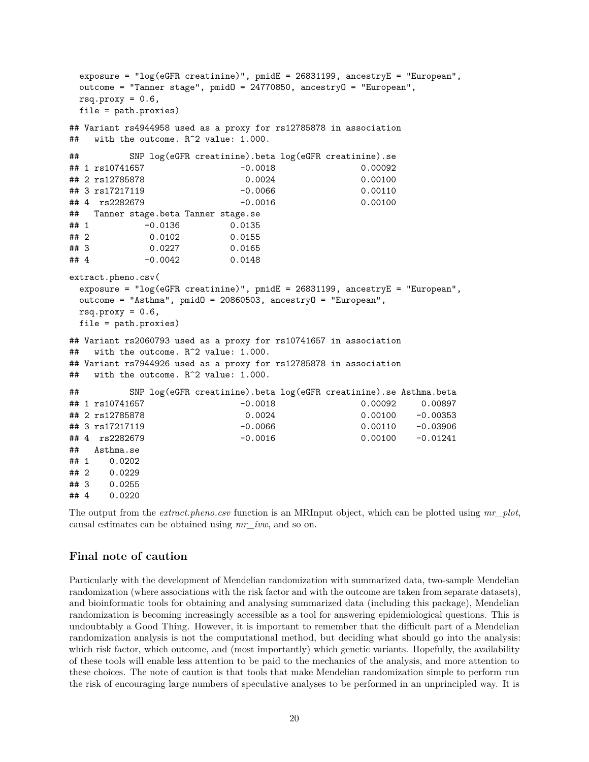```
  exposure = "log(eGFR creatinine)", pmidE = 26831199, ancestryE = "European",
  outcome = "Tanner stage", pmidO = 24770850, ancestryO = "European",
  rsq.proxy = 0.6,
  file = path.proxies)
```

```
## Variant rs4944958 used as a proxy for rs12785878 in association
##   with the outcome. R^2 value: 1.000.

##          SNP log(eGFR creatinine).beta log(eGFR creatinine).se
## 1 rs10741657                   -0.0018                 0.00092
## 2 rs12785878                    0.0024                 0.00100
## 3 rs17217119                   -0.0066                 0.00110
## 4  rs2282679                   -0.0016                 0.00100
##   Tanner stage.beta Tanner stage.se
## 1           -0.0136          0.0135
## 2            0.0102          0.0155
## 3            0.0227          0.0165
## 4           -0.0042          0.0148
```

```
extract.pheno.csv(
  exposure = "log(eGFR creatinine)", pmidE = 26831199, ancestryE = "European",
  outcome = "Asthma", pmidO = 20860503, ancestryO = "European",
  rsq.proxy = 0.6,
  file = path.proxies)
```

```
## Variant rs2060793 used as a proxy for rs10741657 in association
##   with the outcome. R^2 value: 1.000.
## Variant rs7944926 used as a proxy for rs12785878 in association
##   with the outcome. R^2 value: 1.000.

##          SNP log(eGFR creatinine).beta log(eGFR creatinine).se Asthma.beta
## 1 rs10741657                   -0.0018                 0.00092     0.00897
## 2 rs12785878                    0.0024                 0.00100    -0.00353
## 3 rs17217119                   -0.0066                 0.00110    -0.03906
## 4  rs2282679                   -0.0016                 0.00100    -0.01241
##   Asthma.se
## 1    0.0202
## 2    0.0229
## 3    0.0255
## 4    0.0220
```

The output from the *extract.pheno.csv* function is an MRInput object, which can be plotted using *mr_plot*, causal estimates can be obtained using *mr_ivw*, and so on.

## Final note of caution

Particularly with the development of Mendelian randomization with summarized data, two-sample Mendelian randomization (where associations with the risk factor and with the outcome are taken from separate datasets), and bioinformatic tools for obtaining and analysing summarized data (including this package), Mendelian randomization is becoming increasingly accessible as a tool for answering epidemiological questions. This is undoubtably a Good Thing. However, it is important to remember that the difficult part of a Mendelian randomization analysis is not the computational method, but deciding what should go into the analysis: which risk factor, which outcome, and (most importantly) which genetic variants. Hopefully, the availability of these tools will enable less attention to be paid to the mechanics of the analysis, and more attention to these choices. The note of caution is that tools that make Mendelian randomization simple to perform run the risk of encouraging large numbers of speculative analyses to be performed in an unprincipled way. It is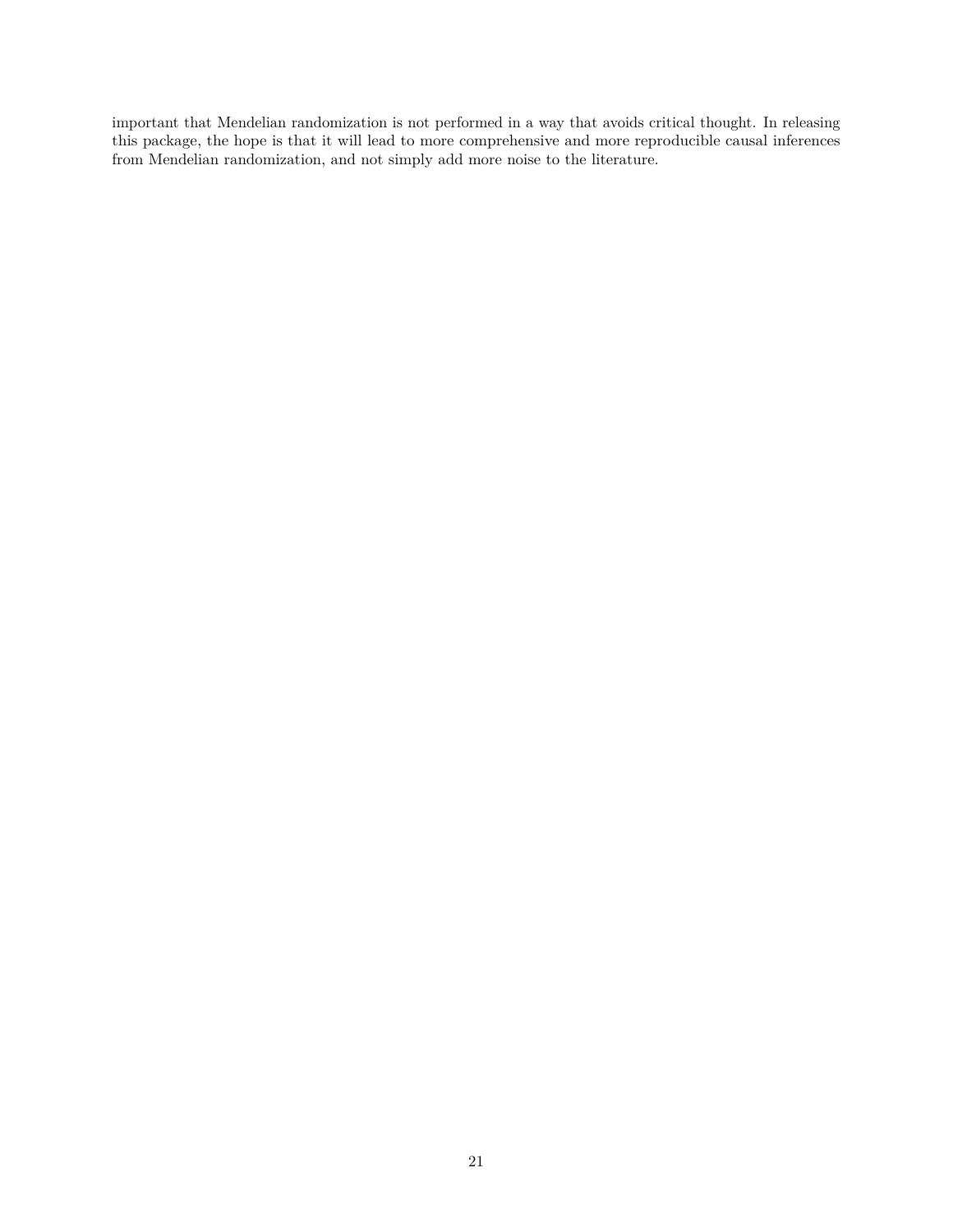important that Mendelian randomization is not performed in a way that avoids critical thought. In releasing this package, the hope is that it will lead to more comprehensive and more reproducible causal inferences from Mendelian randomization, and not simply add more noise to the literature.